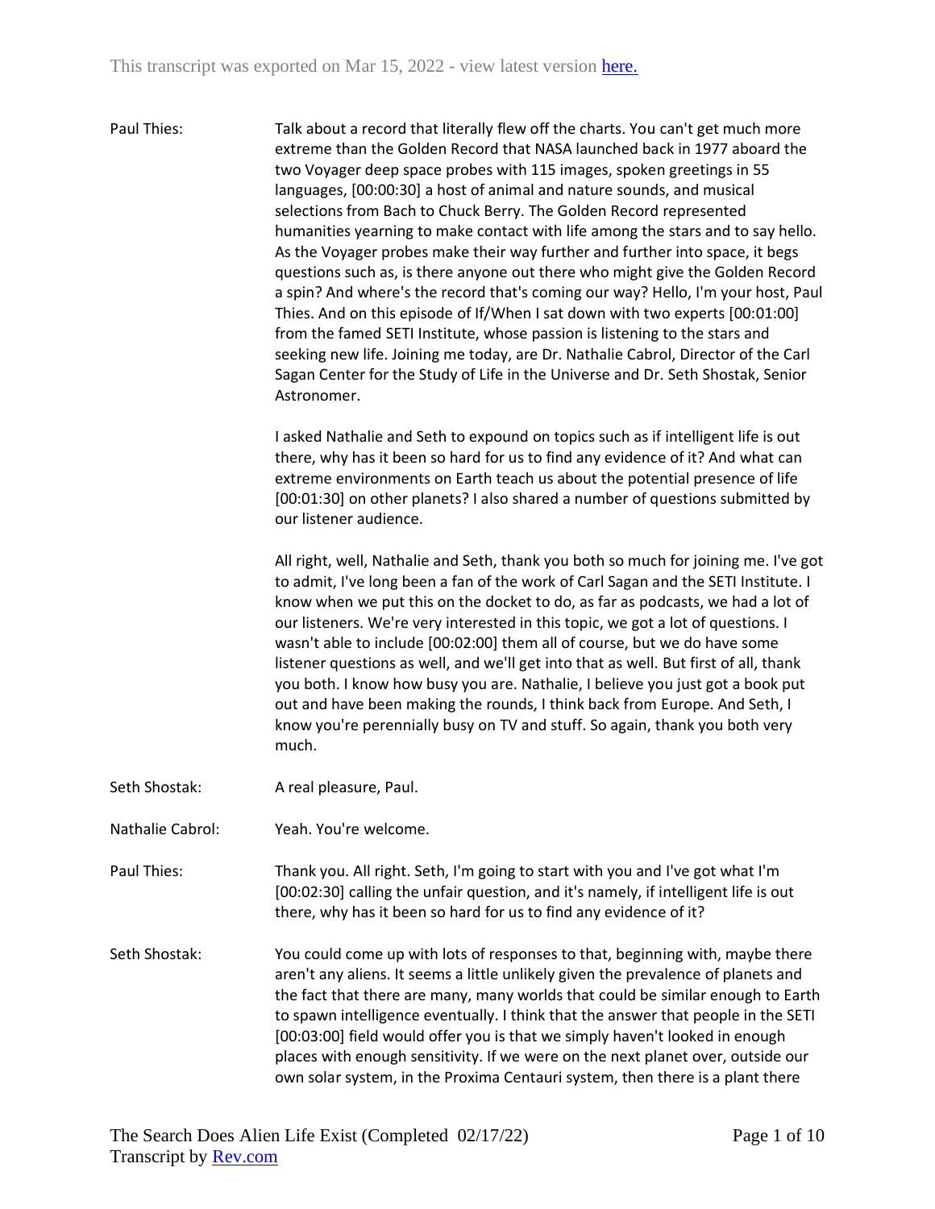This transcript was exported on Mar 15, 2022 - view latest version [here.](#)

**Paul Thies:** Talk about a record that literally flew off the charts. You can't get much more extreme than the Golden Record that NASA launched back in 1977 aboard the two Voyager deep space probes with 115 images, spoken greetings in 55 languages, [00:00:30] a host of animal and nature sounds, and musical selections from Bach to Chuck Berry. The Golden Record represented humanities yearning to make contact with life among the stars and to say hello. As the Voyager probes make their way further and further into space, it begs questions such as, is there anyone out there who might give the Golden Record a spin? And where's the record that's coming our way? Hello, I'm your host, Paul Thies. And on this episode of If/When I sat down with two experts [00:01:00] from the famed SETI Institute, whose passion is listening to the stars and seeking new life. Joining me today, are Dr. Nathalie Cabrol, Director of the Carl Sagan Center for the Study of Life in the Universe and Dr. Seth Shostak, Senior Astronomer.

I asked Nathalie and Seth to expound on topics such as if intelligent life is out there, why has it been so hard for us to find any evidence of it? And what can extreme environments on Earth teach us about the potential presence of life [00:01:30] on other planets? I also shared a number of questions submitted by our listener audience.

All right, well, Nathalie and Seth, thank you both so much for joining me. I've got to admit, I've long been a fan of the work of Carl Sagan and the SETI Institute. I know when we put this on the docket to do, as far as podcasts, we had a lot of our listeners. We're very interested in this topic, we got a lot of questions. I wasn't able to include [00:02:00] them all of course, but we do have some listener questions as well, and we'll get into that as well. But first of all, thank you both. I know how busy you are. Nathalie, I believe you just got a book put out and have been making the rounds, I think back from Europe. And Seth, I know you're perennially busy on TV and stuff. So again, thank you both very much.

**Seth Shostak:** A real pleasure, Paul.

**Nathalie Cabrol:** Yeah. You're welcome.

**Paul Thies:** Thank you. All right. Seth, I'm going to start with you and I've got what I'm [00:02:30] calling the unfair question, and it's namely, if intelligent life is out there, why has it been so hard for us to find any evidence of it?

**Seth Shostak:** You could come up with lots of responses to that, beginning with, maybe there aren't any aliens. It seems a little unlikely given the prevalence of planets and the fact that there are many, many worlds that could be similar enough to Earth to spawn intelligence eventually. I think that the answer that people in the SETI [00:03:00] field would offer you is that we simply haven't looked in enough places with enough sensitivity. If we were on the next planet over, outside our own solar system, in the Proxima Centauri system, then there is a plant there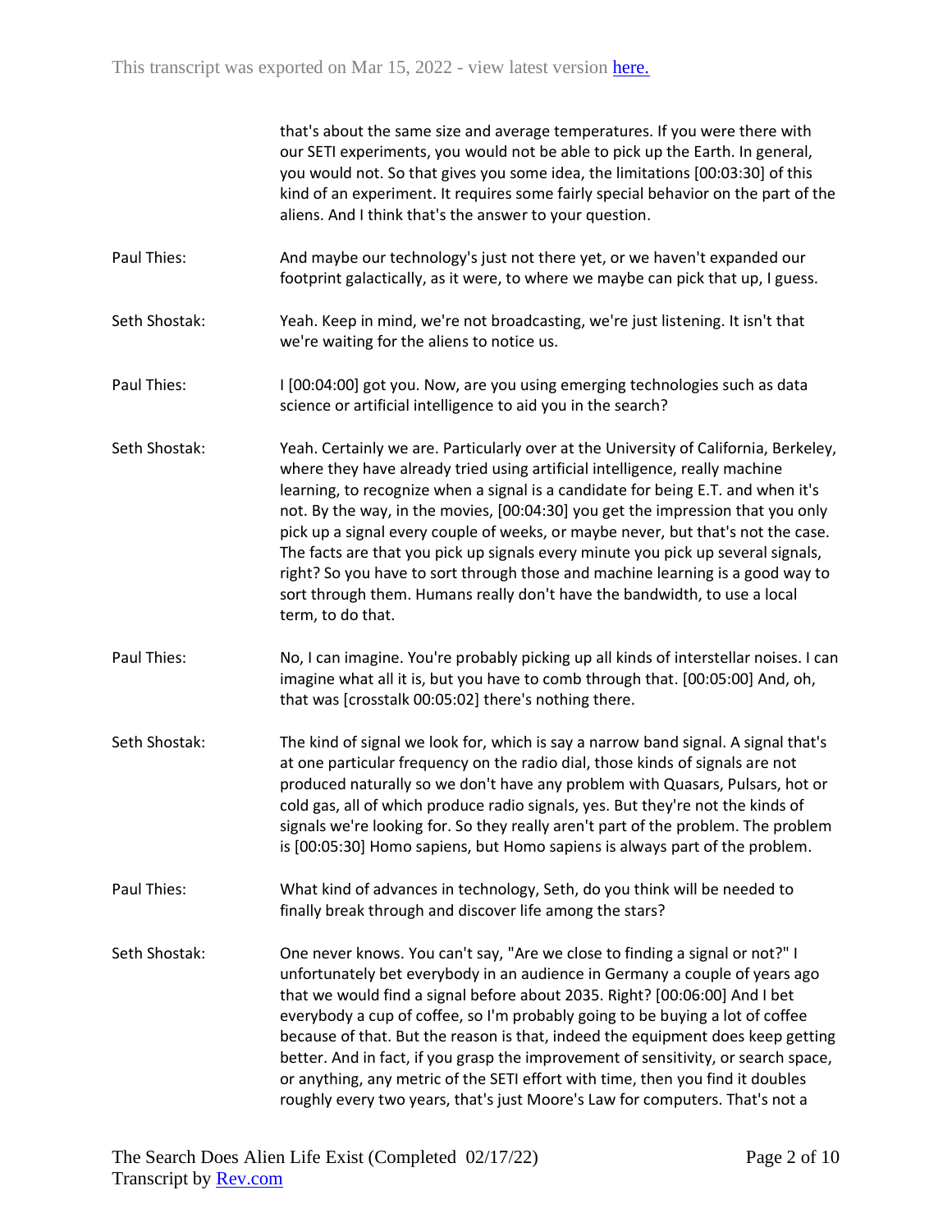that's about the same size and average temperatures. If you were there with our SETI experiments, you would not be able to pick up the Earth. In general, you would not. So that gives you some idea, the limitations [00:03:30] of this kind of an experiment. It requires some fairly special behavior on the part of the aliens. And I think that's the answer to your question.

**Paul Thies:** And maybe our technology's just not there yet, or we haven't expanded our footprint galactically, as it were, to where we maybe can pick that up, I guess.

**Seth Shostak:** Yeah. Keep in mind, we're not broadcasting, we're just listening. It isn't that we're waiting for the aliens to notice us.

**Paul Thies:** I [00:04:00] got you. Now, are you using emerging technologies such as data science or artificial intelligence to aid you in the search?

**Seth Shostak:** Yeah. Certainly we are. Particularly over at the University of California, Berkeley, where they have already tried using artificial intelligence, really machine learning, to recognize when a signal is a candidate for being E.T. and when it's not. By the way, in the movies, [00:04:30] you get the impression that you only pick up a signal every couple of weeks, or maybe never, but that's not the case. The facts are that you pick up signals every minute you pick up several signals, right? So you have to sort through those and machine learning is a good way to sort through them. Humans really don't have the bandwidth, to use a local term, to do that.

**Paul Thies:** No, I can imagine. You're probably picking up all kinds of interstellar noises. I can imagine what all it is, but you have to comb through that. [00:05:00] And, oh, that was [crosstalk 00:05:02] there's nothing there.

**Seth Shostak:** The kind of signal we look for, which is say a narrow band signal. A signal that's at one particular frequency on the radio dial, those kinds of signals are not produced naturally so we don't have any problem with Quasars, Pulsars, hot or cold gas, all of which produce radio signals, yes. But they're not the kinds of signals we're looking for. So they really aren't part of the problem. The problem is [00:05:30] Homo sapiens, but Homo sapiens is always part of the problem.

**Paul Thies:** What kind of advances in technology, Seth, do you think will be needed to finally break through and discover life among the stars?

**Seth Shostak:** One never knows. You can't say, "Are we close to finding a signal or not?" I unfortunately bet everybody in an audience in Germany a couple of years ago that we would find a signal before about 2035. Right? [00:06:00] And I bet everybody a cup of coffee, so I'm probably going to be buying a lot of coffee because of that. But the reason is that, indeed the equipment does keep getting better. And in fact, if you grasp the improvement of sensitivity, or search space, or anything, any metric of the SETI effort with time, then you find it doubles roughly every two years, that's just Moore's Law for computers. That's not a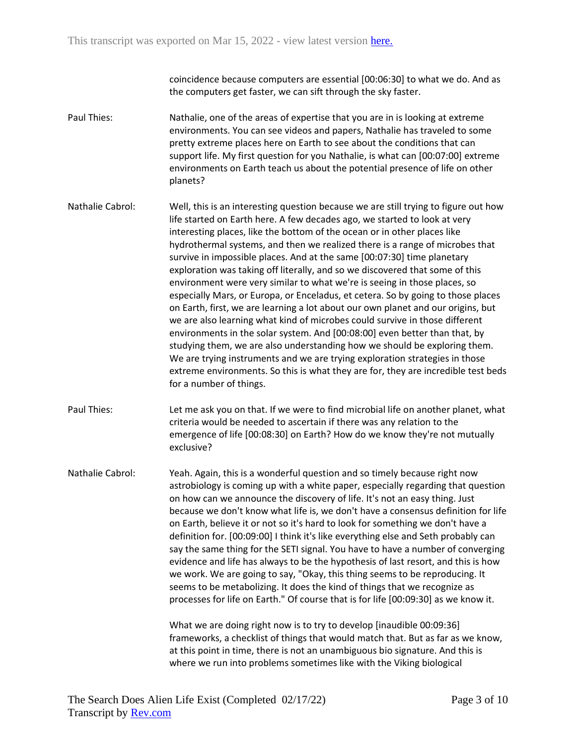coincidence because computers are essential [00:06:30] to what we do. And as the computers get faster, we can sift through the sky faster.

Paul Thies: Nathalie, one of the areas of expertise that you are in is looking at extreme environments. You can see videos and papers, Nathalie has traveled to some pretty extreme places here on Earth to see about the conditions that can support life. My first question for you Nathalie, is what can [00:07:00] extreme environments on Earth teach us about the potential presence of life on other planets?

Nathalie Cabrol: Well, this is an interesting question because we are still trying to figure out how life started on Earth here. A few decades ago, we started to look at very interesting places, like the bottom of the ocean or in other places like hydrothermal systems, and then we realized there is a range of microbes that survive in impossible places. And at the same [00:07:30] time planetary exploration was taking off literally, and so we discovered that some of this environment were very similar to what we're is seeing in those places, so especially Mars, or Europa, or Enceladus, et cetera. So by going to those places on Earth, first, we are learning a lot about our own planet and our origins, but we are also learning what kind of microbes could survive in those different environments in the solar system. And [00:08:00] even better than that, by studying them, we are also understanding how we should be exploring them. We are trying instruments and we are trying exploration strategies in those extreme environments. So this is what they are for, they are incredible test beds for a number of things.

Paul Thies: Let me ask you on that. If we were to find microbial life on another planet, what criteria would be needed to ascertain if there was any relation to the emergence of life [00:08:30] on Earth? How do we know they're not mutually exclusive?

Nathalie Cabrol: Yeah. Again, this is a wonderful question and so timely because right now astrobiology is coming up with a white paper, especially regarding that question on how can we announce the discovery of life. It's not an easy thing. Just because we don't know what life is, we don't have a consensus definition for life on Earth, believe it or not so it's hard to look for something we don't have a definition for. [00:09:00] I think it's like everything else and Seth probably can say the same thing for the SETI signal. You have to have a number of converging evidence and life has always to be the hypothesis of last resort, and this is how we work. We are going to say, "Okay, this thing seems to be reproducing. It seems to be metabolizing. It does the kind of things that we recognize as processes for life on Earth." Of course that is for life [00:09:30] as we know it.

What we are doing right now is to try to develop [inaudible 00:09:36] frameworks, a checklist of things that would match that. But as far as we know, at this point in time, there is not an unambiguous bio signature. And this is where we run into problems sometimes like with the Viking biological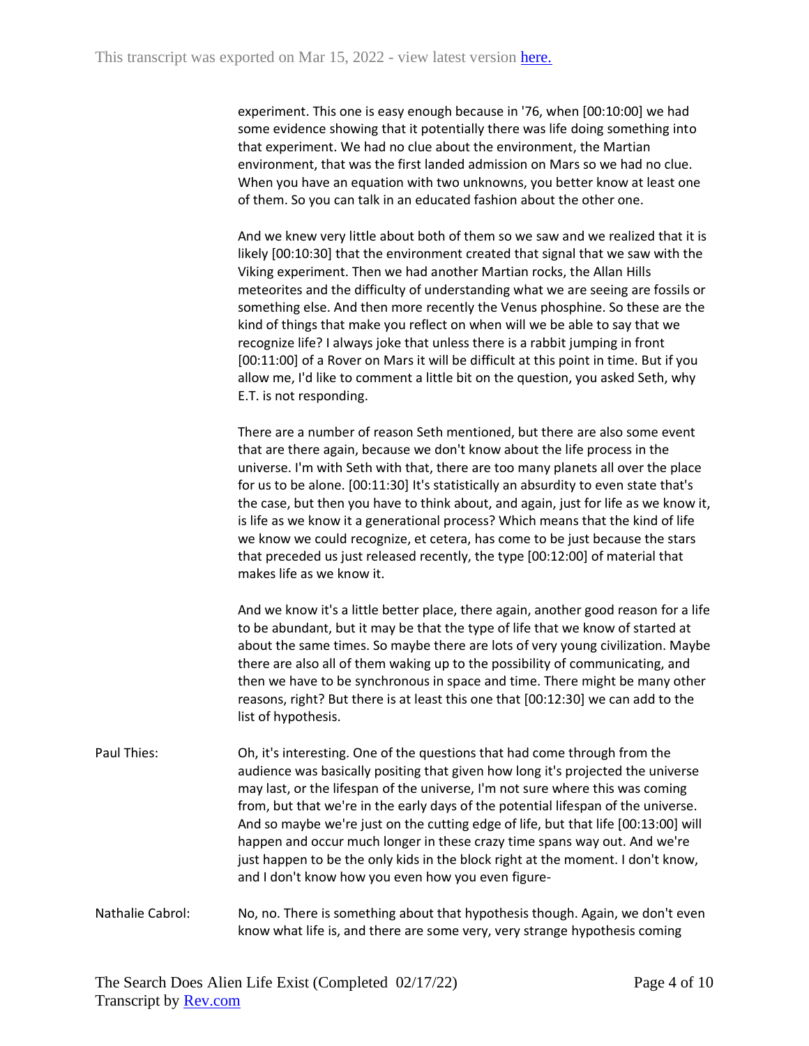experiment. This one is easy enough because in '76, when [00:10:00] we had some evidence showing that it potentially there was life doing something into that experiment. We had no clue about the environment, the Martian environment, that was the first landed admission on Mars so we had no clue. When you have an equation with two unknowns, you better know at least one of them. So you can talk in an educated fashion about the other one.

And we knew very little about both of them so we saw and we realized that it is likely [00:10:30] that the environment created that signal that we saw with the Viking experiment. Then we had another Martian rocks, the Allan Hills meteorites and the difficulty of understanding what we are seeing are fossils or something else. And then more recently the Venus phosphine. So these are the kind of things that make you reflect on when will we be able to say that we recognize life? I always joke that unless there is a rabbit jumping in front [00:11:00] of a Rover on Mars it will be difficult at this point in time. But if you allow me, I'd like to comment a little bit on the question, you asked Seth, why E.T. is not responding.

There are a number of reason Seth mentioned, but there are also some event that are there again, because we don't know about the life process in the universe. I'm with Seth with that, there are too many planets all over the place for us to be alone. [00:11:30] It's statistically an absurdity to even state that's the case, but then you have to think about, and again, just for life as we know it, is life as we know it a generational process? Which means that the kind of life we know we could recognize, et cetera, has come to be just because the stars that preceded us just released recently, the type [00:12:00] of material that makes life as we know it.

And we know it's a little better place, there again, another good reason for a life to be abundant, but it may be that the type of life that we know of started at about the same times. So maybe there are lots of very young civilization. Maybe there are also all of them waking up to the possibility of communicating, and then we have to be synchronous in space and time. There might be many other reasons, right? But there is at least this one that [00:12:30] we can add to the list of hypothesis.

Paul Thies: Oh, it's interesting. One of the questions that had come through from the audience was basically positing that given how long it's projected the universe may last, or the lifespan of the universe, I'm not sure where this was coming from, but that we're in the early days of the potential lifespan of the universe. And so maybe we're just on the cutting edge of life, but that life [00:13:00] will happen and occur much longer in these crazy time spans way out. And we're just happen to be the only kids in the block right at the moment. I don't know, and I don't know how you even how you even figure-

Nathalie Cabrol: No, no. There is something about that hypothesis though. Again, we don't even know what life is, and there are some very, very strange hypothesis coming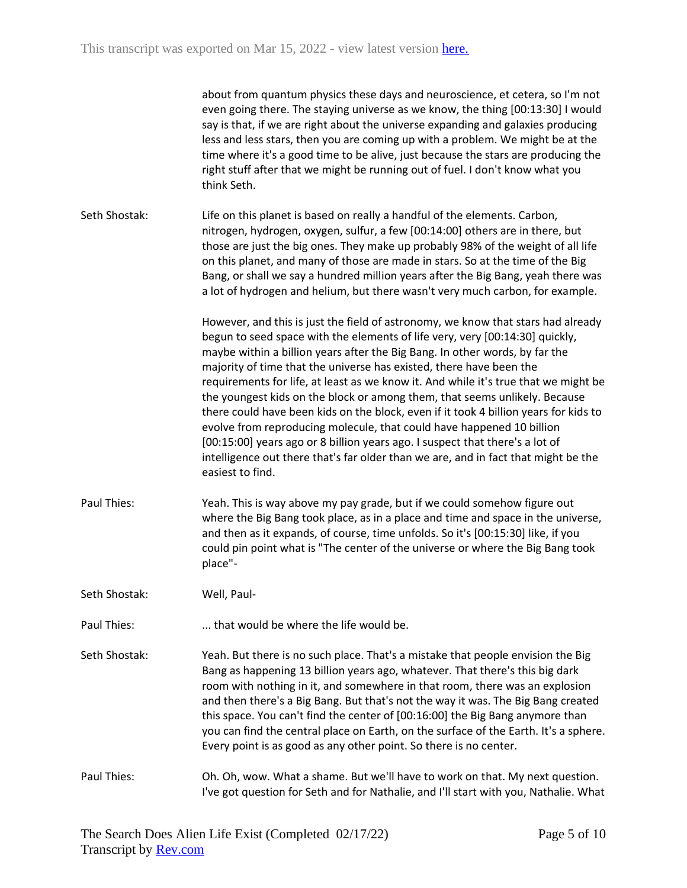about from quantum physics these days and neuroscience, et cetera, so I'm not even going there. The staying universe as we know, the thing [00:13:30] I would say is that, if we are right about the universe expanding and galaxies producing less and less stars, then you are coming up with a problem. We might be at the time where it's a good time to be alive, just because the stars are producing the right stuff after that we might be running out of fuel. I don't know what you think Seth.

**Seth Shostak:** Life on this planet is based on really a handful of the elements. Carbon, nitrogen, hydrogen, oxygen, sulfur, a few [00:14:00] others are in there, but those are just the big ones. They make up probably 98% of the weight of all life on this planet, and many of those are made in stars. So at the time of the Big Bang, or shall we say a hundred million years after the Big Bang, yeah there was a lot of hydrogen and helium, but there wasn't very much carbon, for example.

However, and this is just the field of astronomy, we know that stars had already begun to seed space with the elements of life very, very [00:14:30] quickly, maybe within a billion years after the Big Bang. In other words, by far the majority of time that the universe has existed, there have been the requirements for life, at least as we know it. And while it's true that we might be the youngest kids on the block or among them, that seems unlikely. Because there could have been kids on the block, even if it took 4 billion years for kids to evolve from reproducing molecule, that could have happened 10 billion [00:15:00] years ago or 8 billion years ago. I suspect that there's a lot of intelligence out there that's far older than we are, and in fact that might be the easiest to find.

**Paul Thies:** Yeah. This is way above my pay grade, but if we could somehow figure out where the Big Bang took place, as in a place and time and space in the universe, and then as it expands, of course, time unfolds. So it's [00:15:30] like, if you could pin point what is "The center of the universe or where the Big Bang took place"-

**Seth Shostak:** Well, Paul-

**Paul Thies:** ... that would be where the life would be.

**Seth Shostak:** Yeah. But there is no such place. That's a mistake that people envision the Big Bang as happening 13 billion years ago, whatever. That there's this big dark room with nothing in it, and somewhere in that room, there was an explosion and then there's a Big Bang. But that's not the way it was. The Big Bang created this space. You can't find the center of [00:16:00] the Big Bang anymore than you can find the central place on Earth, on the surface of the Earth. It's a sphere. Every point is as good as any other point. So there is no center.

**Paul Thies:** Oh. Oh, wow. What a shame. But we'll have to work on that. My next question. I've got question for Seth and for Nathalie, and I'll start with you, Nathalie. What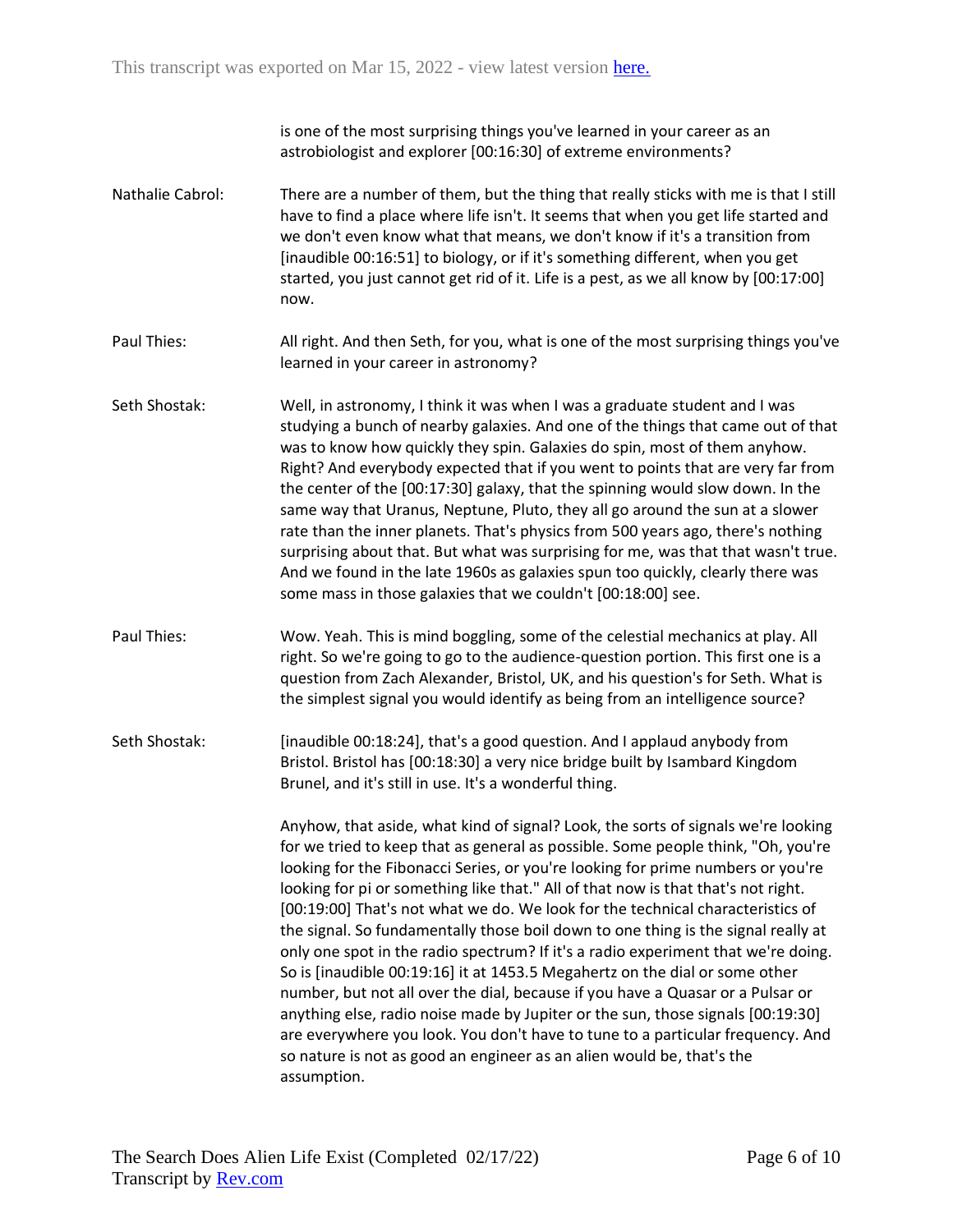is one of the most surprising things you've learned in your career as an astrobiologist and explorer [00:16:30] of extreme environments?

**Nathalie Cabrol:** There are a number of them, but the thing that really sticks with me is that I still have to find a place where life isn't. It seems that when you get life started and we don't even know what that means, we don't know if it's a transition from [inaudible 00:16:51] to biology, or if it's something different, when you get started, you just cannot get rid of it. Life is a pest, as we all know by [00:17:00] now.

**Paul Thies:** All right. And then Seth, for you, what is one of the most surprising things you've learned in your career in astronomy?

**Seth Shostak:** Well, in astronomy, I think it was when I was a graduate student and I was studying a bunch of nearby galaxies. And one of the things that came out of that was to know how quickly they spin. Galaxies do spin, most of them anyhow. Right? And everybody expected that if you went to points that are very far from the center of the [00:17:30] galaxy, that the spinning would slow down. In the same way that Uranus, Neptune, Pluto, they all go around the sun at a slower rate than the inner planets. That's physics from 500 years ago, there's nothing surprising about that. But what was surprising for me, was that that wasn't true. And we found in the late 1960s as galaxies spun too quickly, clearly there was some mass in those galaxies that we couldn't [00:18:00] see.

**Paul Thies:** Wow. Yeah. This is mind boggling, some of the celestial mechanics at play. All right. So we're going to go to the audience-question portion. This first one is a question from Zach Alexander, Bristol, UK, and his question's for Seth. What is the simplest signal you would identify as being from an intelligence source?

**Seth Shostak:** [inaudible 00:18:24], that's a good question. And I applaud anybody from Bristol. Bristol has [00:18:30] a very nice bridge built by Isambard Kingdom Brunel, and it's still in use. It's a wonderful thing.

Anyhow, that aside, what kind of signal? Look, the sorts of signals we're looking for we tried to keep that as general as possible. Some people think, "Oh, you're looking for the Fibonacci Series, or you're looking for prime numbers or you're looking for pi or something like that." All of that now is that that's not right. [00:19:00] That's not what we do. We look for the technical characteristics of the signal. So fundamentally those boil down to one thing is the signal really at only one spot in the radio spectrum? If it's a radio experiment that we're doing. So is [inaudible 00:19:16] it at 1453.5 Megahertz on the dial or some other number, but not all over the dial, because if you have a Quasar or a Pulsar or anything else, radio noise made by Jupiter or the sun, those signals [00:19:30] are everywhere you look. You don't have to tune to a particular frequency. And so nature is not as good an engineer as an alien would be, that's the assumption.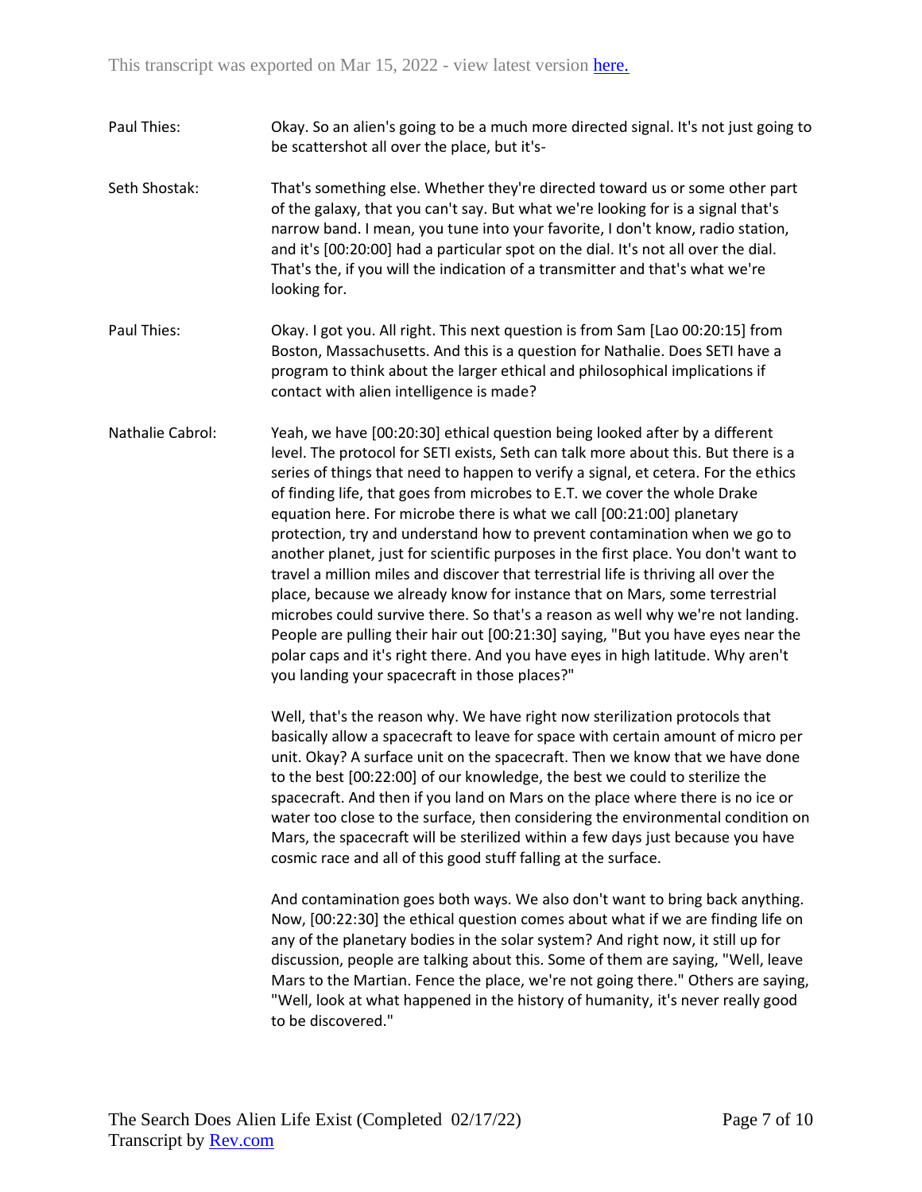Paul Thies: Okay. So an alien's going to be a much more directed signal. It's not just going to be scattershot all over the place, but it's-

Seth Shostak: That's something else. Whether they're directed toward us or some other part of the galaxy, that you can't say. But what we're looking for is a signal that's narrow band. I mean, you tune into your favorite, I don't know, radio station, and it's [00:20:00] had a particular spot on the dial. It's not all over the dial. That's the, if you will the indication of a transmitter and that's what we're looking for.

Paul Thies: Okay. I got you. All right. This next question is from Sam [Lao 00:20:15] from Boston, Massachusetts. And this is a question for Nathalie. Does SETI have a program to think about the larger ethical and philosophical implications if contact with alien intelligence is made?

Nathalie Cabrol: Yeah, we have [00:20:30] ethical question being looked after by a different level. The protocol for SETI exists, Seth can talk more about this. But there is a series of things that need to happen to verify a signal, et cetera. For the ethics of finding life, that goes from microbes to E.T. we cover the whole Drake equation here. For microbe there is what we call [00:21:00] planetary protection, try and understand how to prevent contamination when we go to another planet, just for scientific purposes in the first place. You don't want to travel a million miles and discover that terrestrial life is thriving all over the place, because we already know for instance that on Mars, some terrestrial microbes could survive there. So that's a reason as well why we're not landing. People are pulling their hair out [00:21:30] saying, "But you have eyes near the polar caps and it's right there. And you have eyes in high latitude. Why aren't you landing your spacecraft in those places?"

Well, that's the reason why. We have right now sterilization protocols that basically allow a spacecraft to leave for space with certain amount of micro per unit. Okay? A surface unit on the spacecraft. Then we know that we have done to the best [00:22:00] of our knowledge, the best we could to sterilize the spacecraft. And then if you land on Mars on the place where there is no ice or water too close to the surface, then considering the environmental condition on Mars, the spacecraft will be sterilized within a few days just because you have cosmic race and all of this good stuff falling at the surface.

And contamination goes both ways. We also don't want to bring back anything. Now, [00:22:30] the ethical question comes about what if we are finding life on any of the planetary bodies in the solar system? And right now, it still up for discussion, people are talking about this. Some of them are saying, "Well, leave Mars to the Martian. Fence the place, we're not going there." Others are saying, "Well, look at what happened in the history of humanity, it's never really good to be discovered."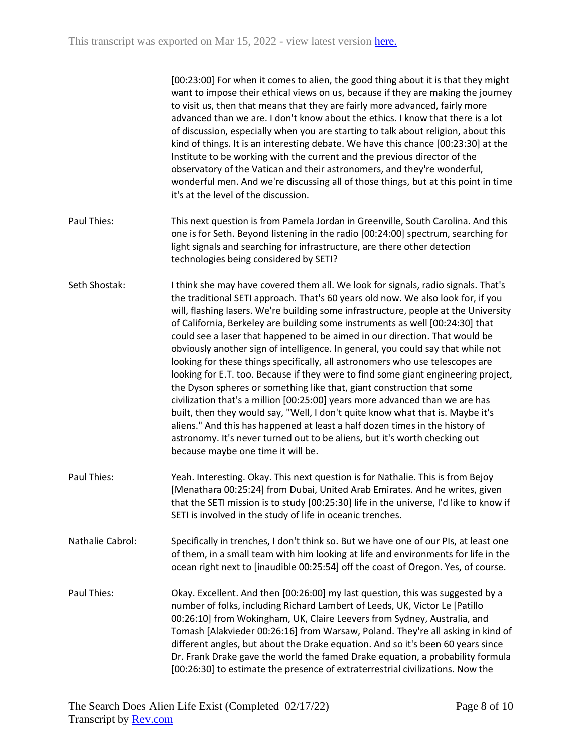[00:23:00] For when it comes to alien, the good thing about it is that they might want to impose their ethical views on us, because if they are making the journey to visit us, then that means that they are fairly more advanced, fairly more advanced than we are. I don't know about the ethics. I know that there is a lot of discussion, especially when you are starting to talk about religion, about this kind of things. It is an interesting debate. We have this chance [00:23:30] at the Institute to be working with the current and the previous director of the observatory of the Vatican and their astronomers, and they're wonderful, wonderful men. And we're discussing all of those things, but at this point in time it's at the level of the discussion.

**Paul Thies:** This next question is from Pamela Jordan in Greenville, South Carolina. And this one is for Seth. Beyond listening in the radio [00:24:00] spectrum, searching for light signals and searching for infrastructure, are there other detection technologies being considered by SETI?

**Seth Shostak:** I think she may have covered them all. We look for signals, radio signals. That's the traditional SETI approach. That's 60 years old now. We also look for, if you will, flashing lasers. We're building some infrastructure, people at the University of California, Berkeley are building some instruments as well [00:24:30] that could see a laser that happened to be aimed in our direction. That would be obviously another sign of intelligence. In general, you could say that while not looking for these things specifically, all astronomers who use telescopes are looking for E.T. too. Because if they were to find some giant engineering project, the Dyson spheres or something like that, giant construction that some civilization that's a million [00:25:00] years more advanced than we are has built, then they would say, "Well, I don't quite know what that is. Maybe it's aliens." And this has happened at least a half dozen times in the history of astronomy. It's never turned out to be aliens, but it's worth checking out because maybe one time it will be.

**Paul Thies:** Yeah. Interesting. Okay. This next question is for Nathalie. This is from Bejoy [Menathara 00:25:24] from Dubai, United Arab Emirates. And he writes, given that the SETI mission is to study [00:25:30] life in the universe, I'd like to know if SETI is involved in the study of life in oceanic trenches.

**Nathalie Cabrol:** Specifically in trenches, I don't think so. But we have one of our PIs, at least one of them, in a small team with him looking at life and environments for life in the ocean right next to [inaudible 00:25:54] off the coast of Oregon. Yes, of course.

**Paul Thies:** Okay. Excellent. And then [00:26:00] my last question, this was suggested by a number of folks, including Richard Lambert of Leeds, UK, Victor Le [Patillo 00:26:10] from Wokingham, UK, Claire Leevers from Sydney, Australia, and Tomash [Alakvieder 00:26:16] from Warsaw, Poland. They're all asking in kind of different angles, but about the Drake equation. And so it's been 60 years since Dr. Frank Drake gave the world the famed Drake equation, a probability formula [00:26:30] to estimate the presence of extraterrestrial civilizations. Now the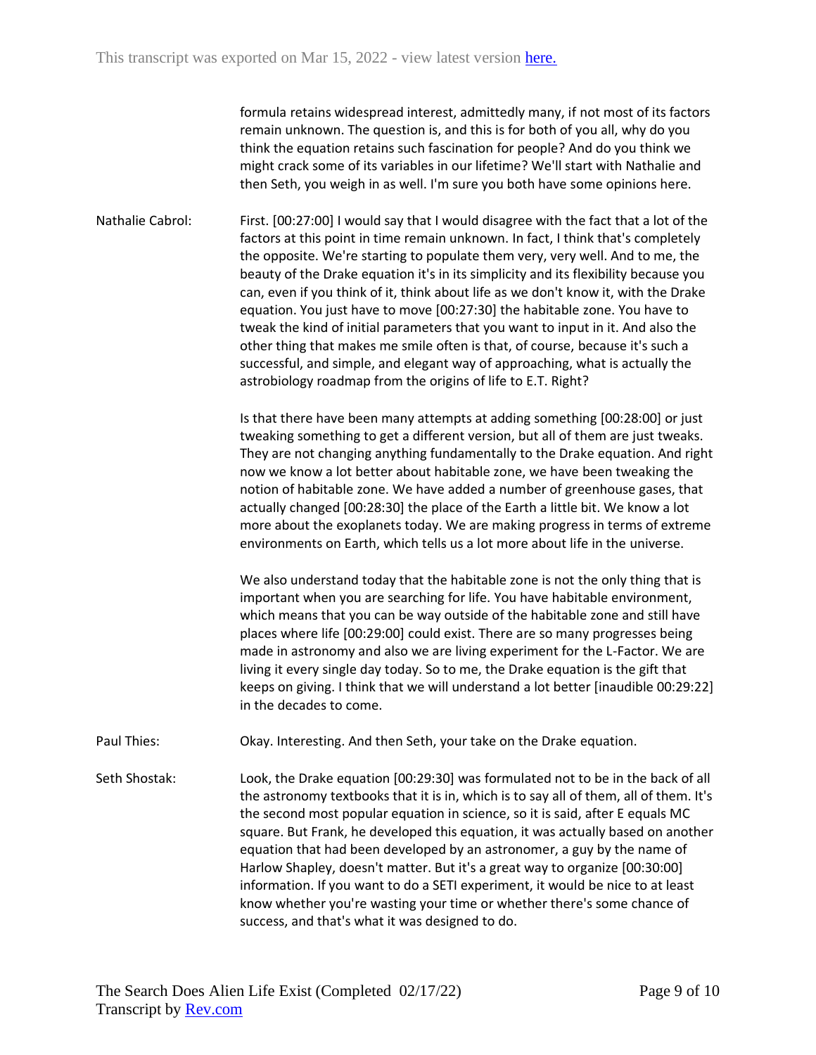formula retains widespread interest, admittedly many, if not most of its factors remain unknown. The question is, and this is for both of you all, why do you think the equation retains such fascination for people? And do you think we might crack some of its variables in our lifetime? We'll start with Nathalie and then Seth, you weigh in as well. I'm sure you both have some opinions here.

Nathalie Cabrol: First. [00:27:00] I would say that I would disagree with the fact that a lot of the factors at this point in time remain unknown. In fact, I think that's completely the opposite. We're starting to populate them very, very well. And to me, the beauty of the Drake equation it's in its simplicity and its flexibility because you can, even if you think of it, think about life as we don't know it, with the Drake equation. You just have to move [00:27:30] the habitable zone. You have to tweak the kind of initial parameters that you want to input in it. And also the other thing that makes me smile often is that, of course, because it's such a successful, and simple, and elegant way of approaching, what is actually the astrobiology roadmap from the origins of life to E.T. Right?

Is that there have been many attempts at adding something [00:28:00] or just tweaking something to get a different version, but all of them are just tweaks. They are not changing anything fundamentally to the Drake equation. And right now we know a lot better about habitable zone, we have been tweaking the notion of habitable zone. We have added a number of greenhouse gases, that actually changed [00:28:30] the place of the Earth a little bit. We know a lot more about the exoplanets today. We are making progress in terms of extreme environments on Earth, which tells us a lot more about life in the universe.

We also understand today that the habitable zone is not the only thing that is important when you are searching for life. You have habitable environment, which means that you can be way outside of the habitable zone and still have places where life [00:29:00] could exist. There are so many progresses being made in astronomy and also we are living experiment for the L-Factor. We are living it every single day today. So to me, the Drake equation is the gift that keeps on giving. I think that we will understand a lot better [inaudible 00:29:22] in the decades to come.

Paul Thies: Okay. Interesting. And then Seth, your take on the Drake equation.

Seth Shostak: Look, the Drake equation [00:29:30] was formulated not to be in the back of all the astronomy textbooks that it is in, which is to say all of them, all of them. It's the second most popular equation in science, so it is said, after E equals MC square. But Frank, he developed this equation, it was actually based on another equation that had been developed by an astronomer, a guy by the name of Harlow Shapley, doesn't matter. But it's a great way to organize [00:30:00] information. If you want to do a SETI experiment, it would be nice to at least know whether you're wasting your time or whether there's some chance of success, and that's what it was designed to do.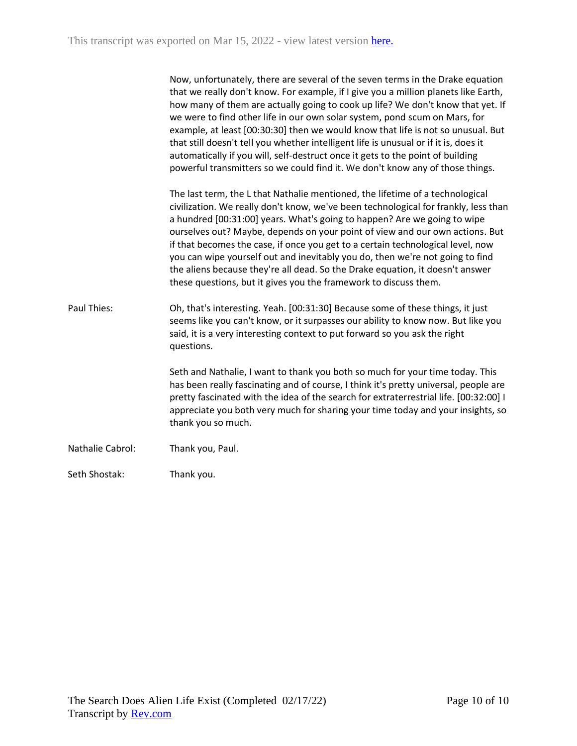Now, unfortunately, there are several of the seven terms in the Drake equation that we really don't know. For example, if I give you a million planets like Earth, how many of them are actually going to cook up life? We don't know that yet. If we were to find other life in our own solar system, pond scum on Mars, for example, at least [00:30:30] then we would know that life is not so unusual. But that still doesn't tell you whether intelligent life is unusual or if it is, does it automatically if you will, self-destruct once it gets to the point of building powerful transmitters so we could find it. We don't know any of those things.

The last term, the L that Nathalie mentioned, the lifetime of a technological civilization. We really don't know, we've been technological for frankly, less than a hundred [00:31:00] years. What's going to happen? Are we going to wipe ourselves out? Maybe, depends on your point of view and our own actions. But if that becomes the case, if once you get to a certain technological level, now you can wipe yourself out and inevitably you do, then we're not going to find the aliens because they're all dead. So the Drake equation, it doesn't answer these questions, but it gives you the framework to discuss them.

Paul Thies: Oh, that's interesting. Yeah. [00:31:30] Because some of these things, it just seems like you can't know, or it surpasses our ability to know now. But like you said, it is a very interesting context to put forward so you ask the right questions.

Seth and Nathalie, I want to thank you both so much for your time today. This has been really fascinating and of course, I think it's pretty universal, people are pretty fascinated with the idea of the search for extraterrestrial life. [00:32:00] I appreciate you both very much for sharing your time today and your insights, so thank you so much.

Nathalie Cabrol: Thank you, Paul.

Seth Shostak: Thank you.